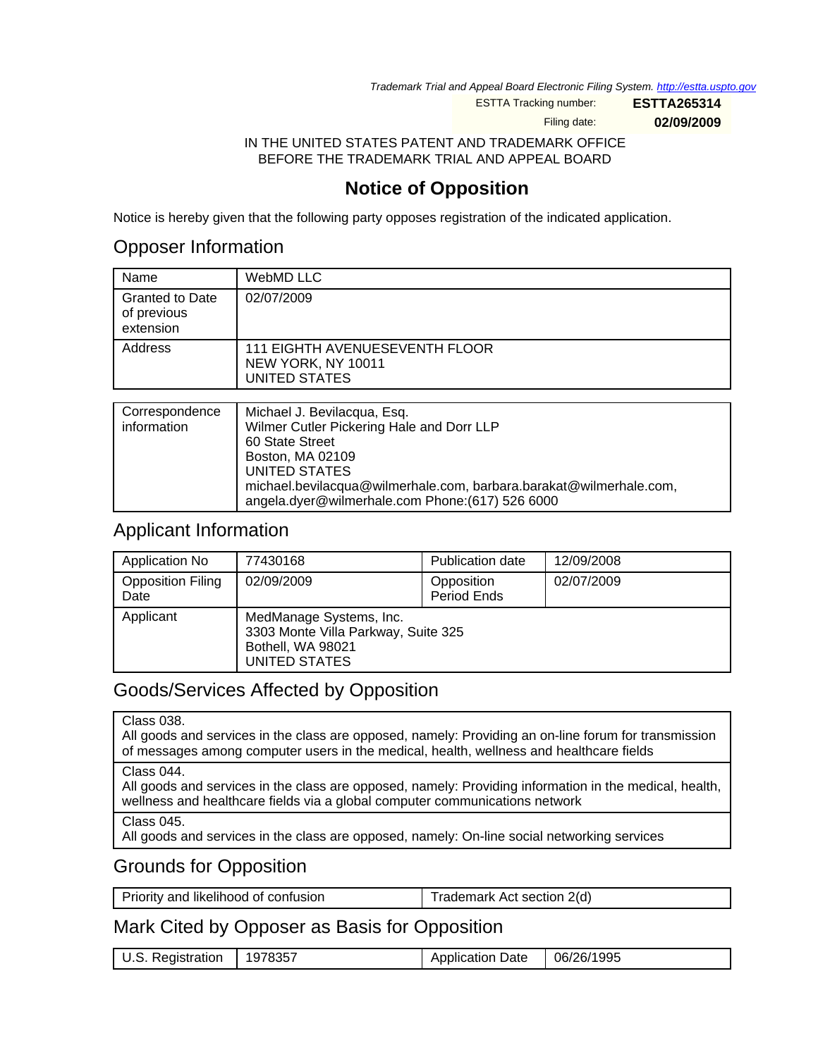*Trademark Trial and Appeal Board Electronic Filing System. http://estta.uspto.gov*

ESTTA Tracking number: **ESTTA265314**

Filing date: **02/09/2009**

IN THE UNITED STATES PATENT AND TRADEMARK OFFICE
BEFORE THE TRADEMARK TRIAL AND APPEAL BOARD

# Notice of Opposition

Notice is hereby given that the following party opposes registration of the indicated application.

## Opposer Information

| | |
|---|---|
| Name | WebMD LLC |
| Granted to Date of previous extension | 02/07/2009 |
| Address | 111 EIGHTH AVENUESEVENTH FLOOR<br>NEW YORK, NY 10011<br>UNITED STATES |

| | |
|---|---|
| Correspondence information | Michael J. Bevilacqua, Esq.<br>Wilmer Cutler Pickering Hale and Dorr LLP<br>60 State Street<br>Boston, MA 02109<br>UNITED STATES<br>michael.bevilacqua@wilmerhale.com, barbara.barakat@wilmerhale.com, angela.dyer@wilmerhale.com Phone:(617) 526 6000 |

## Applicant Information

| | | | |
|---|---|---|---|
| Application No | 77430168 | Publication date | 12/09/2008 |
| Opposition Filing Date | 02/09/2009 | Opposition Period Ends | 02/07/2009 |
| Applicant | MedManage Systems, Inc.<br>3303 Monte Villa Parkway, Suite 325<br>Bothell, WA 98021<br>UNITED STATES | | |

## Goods/Services Affected by Opposition

| |
|---|
| Class 038.<br>All goods and services in the class are opposed, namely: Providing an on-line forum for transmission of messages among computer users in the medical, health, wellness and healthcare fields |
| Class 044.<br>All goods and services in the class are opposed, namely: Providing information in the medical, health, wellness and healthcare fields via a global computer communications network |
| Class 045.<br>All goods and services in the class are opposed, namely: On-line social networking services |

## Grounds for Opposition

| | |
|---|---|
| Priority and likelihood of confusion | Trademark Act section 2(d) |

## Mark Cited by Opposer as Basis for Opposition

| | | | |
|---|---|---|---|
| U.S. Registration | 1978357 | Application Date | 06/26/1995 |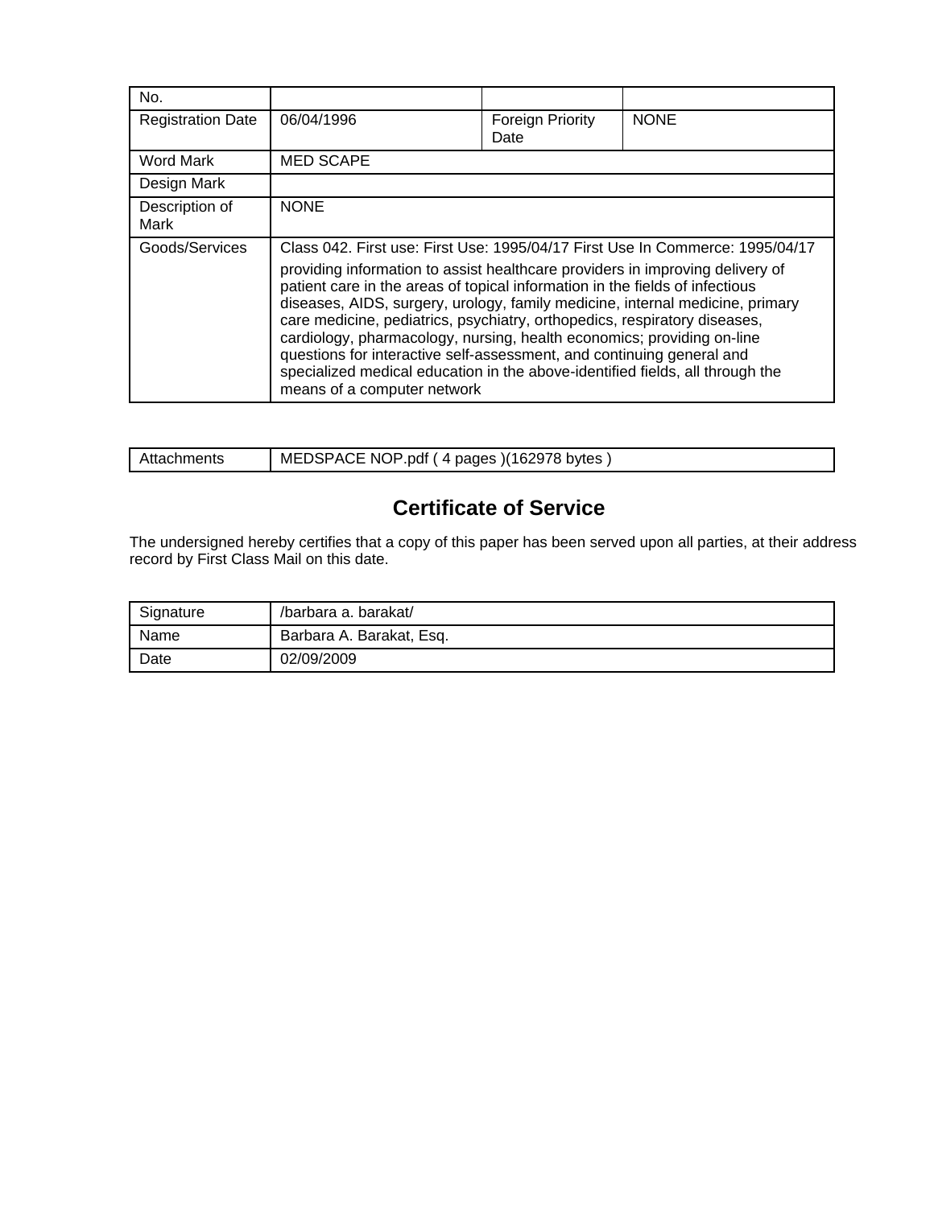| No. | | | |
|---|---|---|---|
| Registration Date | 06/04/1996 | Foreign Priority Date | NONE |
| Word Mark | MED SCAPE | | |
| Design Mark | | | |
| Description of Mark | NONE | | |
| Goods/Services | Class 042. First use: First Use: 1995/04/17 First Use In Commerce: 1995/04/17<br>providing information to assist healthcare providers in improving delivery of patient care in the areas of topical information in the fields of infectious diseases, AIDS, surgery, urology, family medicine, internal medicine, primary care medicine, pediatrics, psychiatry, orthopedics, respiratory diseases, cardiology, pharmacology, nursing, health economics; providing on-line questions for interactive self-assessment, and continuing general and specialized medical education in the above-identified fields, all through the means of a computer network | | |

| Attachments | MEDSPACE NOP.pdf ( 4 pages )(162978 bytes ) |
|---|---|

## Certificate of Service

The undersigned hereby certifies that a copy of this paper has been served upon all parties, at their address record by First Class Mail on this date.

| Signature | /barbara a. barakat/ |
|---|---|
| Name | Barbara A. Barakat, Esq. |
| Date | 02/09/2009 |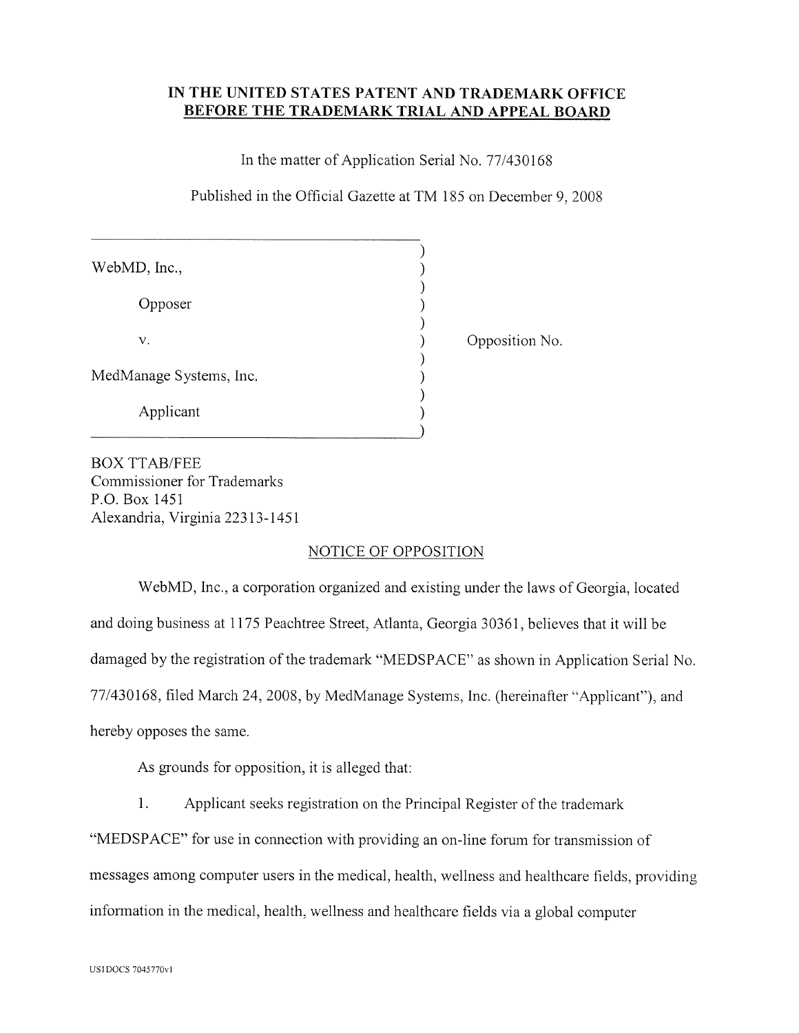**IN THE UNITED STATES PATENT AND TRADEMARK OFFICE**
**BEFORE THE TRADEMARK TRIAL AND APPEAL BOARD**

In the matter of Application Serial No. 77/430168

Published in the Official Gazette at TM 185 on December 9, 2008

| | |
|---|---|
| WebMD, Inc., | |
| Opposer | |
| v. | Opposition No. |
| MedManage Systems, Inc. | |
| Applicant | |

BOX TTAB/FEE
Commissioner for Trademarks
P.O. Box 1451
Alexandria, Virginia 22313-1451

NOTICE OF OPPOSITION

WebMD, Inc., a corporation organized and existing under the laws of Georgia, located and doing business at 1175 Peachtree Street, Atlanta, Georgia 30361, believes that it will be damaged by the registration of the trademark "MEDSPACE" as shown in Application Serial No. 77/430168, filed March 24, 2008, by MedManage Systems, Inc. (hereinafter "Applicant"), and hereby opposes the same.

As grounds for opposition, it is alleged that:

1. Applicant seeks registration on the Principal Register of the trademark "MEDSPACE" for use in connection with providing an on-line forum for transmission of messages among computer users in the medical, health, wellness and healthcare fields, providing information in the medical, health, wellness and healthcare fields via a global computer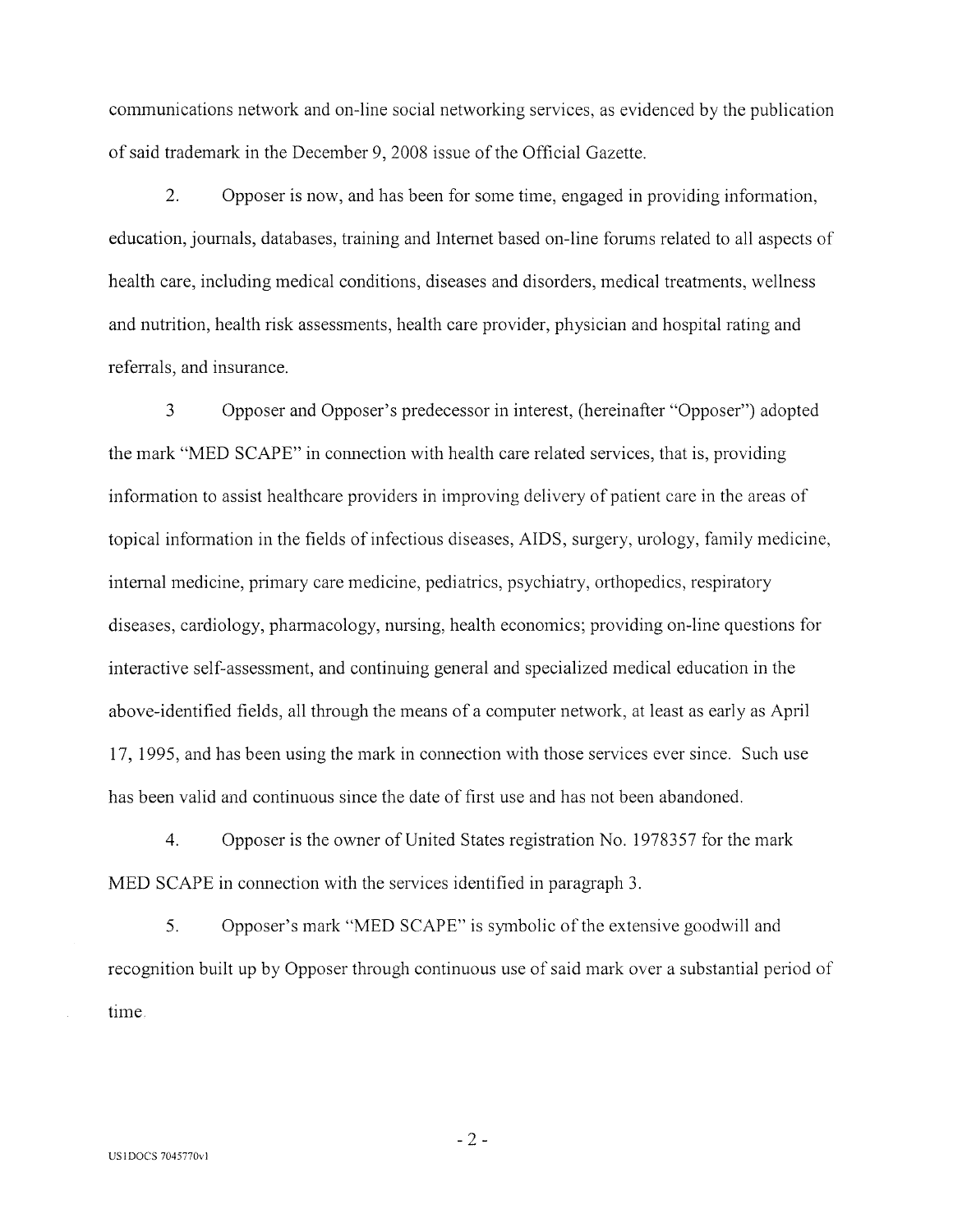communications network and on-line social networking services, as evidenced by the publication of said trademark in the December 9, 2008 issue of the Official Gazette.

2. Opposer is now, and has been for some time, engaged in providing information, education, journals, databases, training and Internet based on-line forums related to all aspects of health care, including medical conditions, diseases and disorders, medical treatments, wellness and nutrition, health risk assessments, health care provider, physician and hospital rating and referrals, and insurance.

3 Opposer and Opposer's predecessor in interest, (hereinafter "Opposer") adopted the mark "MED SCAPE" in connection with health care related services, that is, providing information to assist healthcare providers in improving delivery of patient care in the areas of topical information in the fields of infectious diseases, AIDS, surgery, urology, family medicine, internal medicine, primary care medicine, pediatrics, psychiatry, orthopedics, respiratory diseases, cardiology, pharmacology, nursing, health economics; providing on-line questions for interactive self-assessment, and continuing general and specialized medical education in the above-identified fields, all through the means of a computer network, at least as early as April 17, 1995, and has been using the mark in connection with those services ever since. Such use has been valid and continuous since the date of first use and has not been abandoned.

4. Opposer is the owner of United States registration No. 1978357 for the mark MED SCAPE in connection with the services identified in paragraph 3.

5. Opposer's mark "MED SCAPE" is symbolic of the extensive goodwill and recognition built up by Opposer through continuous use of said mark over a substantial period of time.

US1DOCS 7045770v1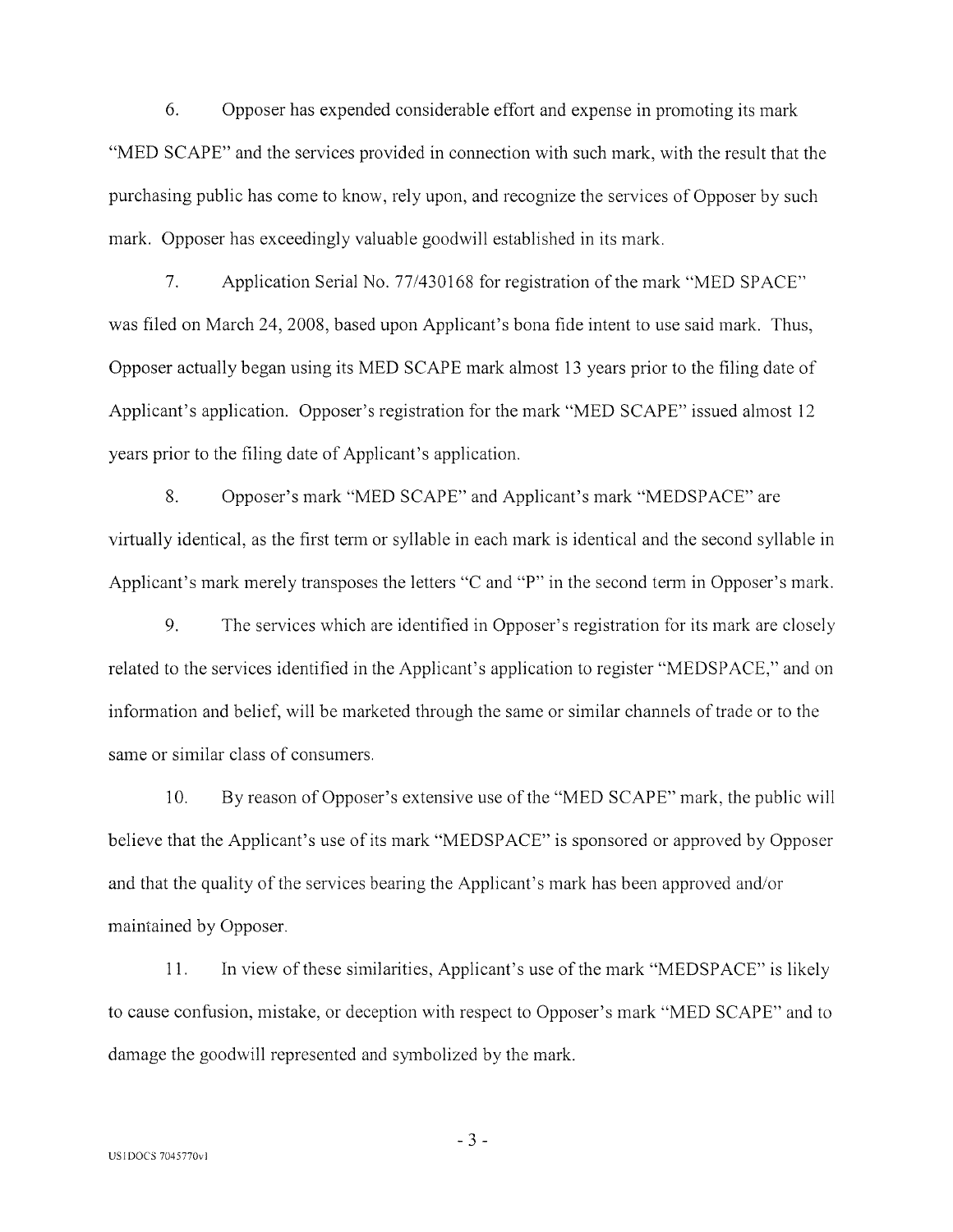6. Opposer has expended considerable effort and expense in promoting its mark "MED SCAPE" and the services provided in connection with such mark, with the result that the purchasing public has come to know, rely upon, and recognize the services of Opposer by such mark. Opposer has exceedingly valuable goodwill established in its mark.

7. Application Serial No. 77/430168 for registration of the mark "MED SPACE" was filed on March 24, 2008, based upon Applicant's bona fide intent to use said mark. Thus, Opposer actually began using its MED SCAPE mark almost 13 years prior to the filing date of Applicant's application. Opposer's registration for the mark "MED SCAPE" issued almost 12 years prior to the filing date of Applicant's application.

8. Opposer's mark "MED SCAPE" and Applicant's mark "MEDSPACE" are virtually identical, as the first term or syllable in each mark is identical and the second syllable in Applicant's mark merely transposes the letters "C and "P" in the second term in Opposer's mark.

9. The services which are identified in Opposer's registration for its mark are closely related to the services identified in the Applicant's application to register "MEDSPACE," and on information and belief, will be marketed through the same or similar channels of trade or to the same or similar class of consumers.

10. By reason of Opposer's extensive use of the "MED SCAPE" mark, the public will believe that the Applicant's use of its mark "MEDSPACE" is sponsored or approved by Opposer and that the quality of the services bearing the Applicant's mark has been approved and/or maintained by Opposer.

11. In view of these similarities, Applicant's use of the mark "MEDSPACE" is likely to cause confusion, mistake, or deception with respect to Opposer's mark "MED SCAPE" and to damage the goodwill represented and symbolized by the mark.

US1DOCS 7045770v1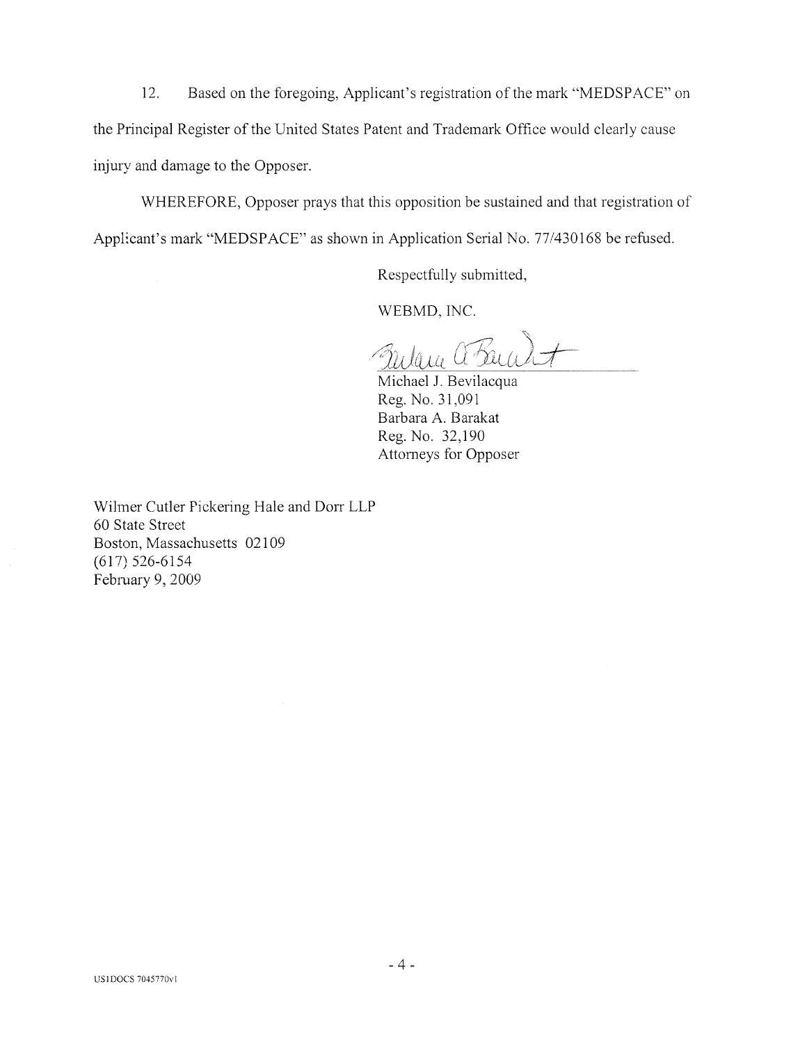12. Based on the foregoing, Applicant's registration of the mark "MEDSPACE" on the Principal Register of the United States Patent and Trademark Office would clearly cause injury and damage to the Opposer.

WHEREFORE, Opposer prays that this opposition be sustained and that registration of Applicant's mark "MEDSPACE" as shown in Application Serial No. 77/430168 be refused.

Respectfully submitted,

WEBMD, INC.

Michael J. Bevilacqua
Reg. No. 31,091
Barbara A. Barakat
Reg. No. 32,190
Attorneys for Opposer

Wilmer Cutler Pickering Hale and Dorr LLP
60 State Street
Boston, Massachusetts 02109
(617) 526-6154
February 9, 2009

US1DOCS 7045770v1